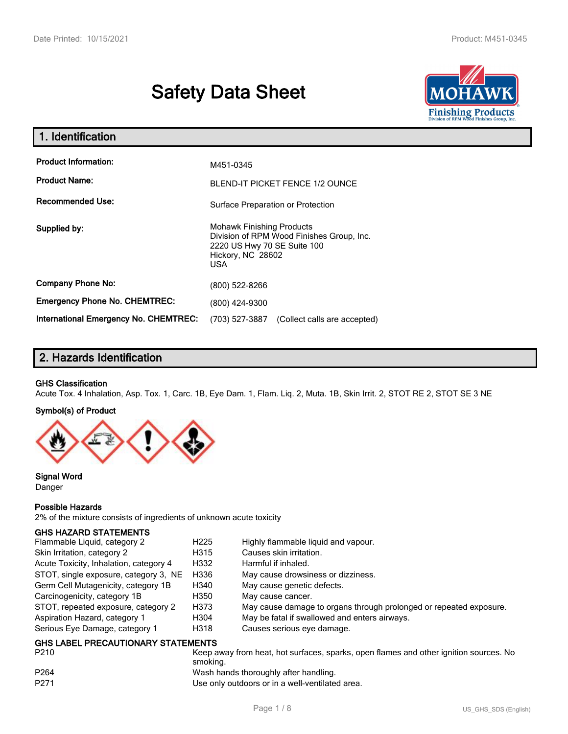# Safety Data Sheet

## 1. Identification

| | |
|---|---|
| **Product Information:** | M451-0345 |
| **Product Name:** | BLEND-IT PICKET FENCE 1/2 OUNCE |
| **Recommended Use:** | Surface Preparation or Protection |
| **Supplied by:** | Mohawk Finishing Products<br>Division of RPM Wood Finishes Group, Inc.<br>2220 US Hwy 70 SE Suite 100<br>Hickory, NC 28602<br>USA |
| **Company Phone No:** | (800) 522-8266 |
| **Emergency Phone No. CHEMTREC:** | (800) 424-9300 |
| **International Emergency No. CHEMTREC:** | (703) 527-3887 (Collect calls are accepted) |

## 2. Hazards Identification

### GHS Classification

Acute Tox. 4 Inhalation, Asp. Tox. 1, Carc. 1B, Eye Dam. 1, Flam. Liq. 2, Muta. 1B, Skin Irrit. 2, STOT RE 2, STOT SE 3 NE

### Symbol(s) of Product

### Signal Word

Danger

### Possible Hazards

2% of the mixture consists of ingredients of unknown acute toxicity

### GHS HAZARD STATEMENTS

| | | |
|---|---|---|
| Flammable Liquid, category 2 | H225 | Highly flammable liquid and vapour. |
| Skin Irritation, category 2 | H315 | Causes skin irritation. |
| Acute Toxicity, Inhalation, category 4 | H332 | Harmful if inhaled. |
| STOT, single exposure, category 3, NE | H336 | May cause drowsiness or dizziness. |
| Germ Cell Mutagenicity, category 1B | H340 | May cause genetic defects. |
| Carcinogenicity, category 1B | H350 | May cause cancer. |
| STOT, repeated exposure, category 2 | H373 | May cause damage to organs through prolonged or repeated exposure. |
| Aspiration Hazard, category 1 | H304 | May be fatal if swallowed and enters airways. |
| Serious Eye Damage, category 1 | H318 | Causes serious eye damage. |

### GHS LABEL PRECAUTIONARY STATEMENTS

| | |
|---|---|
| P210 | Keep away from heat, hot surfaces, sparks, open flames and other ignition sources. No smoking. |
| P264 | Wash hands thoroughly after handling. |
| P271 | Use only outdoors or in a well-ventilated area. |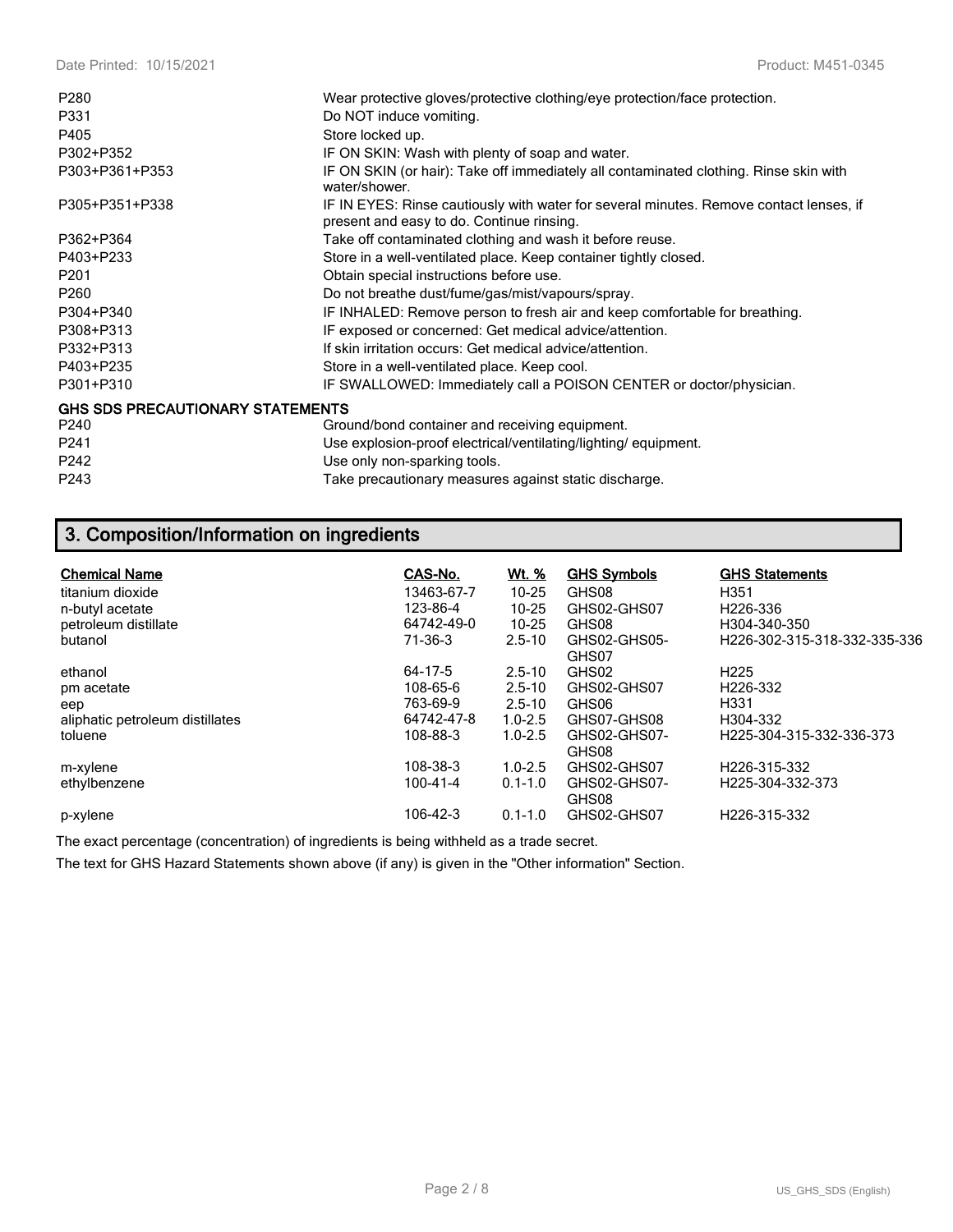| | |
|---|---|
| P280 | Wear protective gloves/protective clothing/eye protection/face protection. |
| P331 | Do NOT induce vomiting. |
| P405 | Store locked up. |
| P302+P352 | IF ON SKIN: Wash with plenty of soap and water. |
| P303+P361+P353 | IF ON SKIN (or hair): Take off immediately all contaminated clothing. Rinse skin with water/shower. |
| P305+P351+P338 | IF IN EYES: Rinse cautiously with water for several minutes. Remove contact lenses, if present and easy to do. Continue rinsing. |
| P362+P364 | Take off contaminated clothing and wash it before reuse. |
| P403+P233 | Store in a well-ventilated place. Keep container tightly closed. |
| P201 | Obtain special instructions before use. |
| P260 | Do not breathe dust/fume/gas/mist/vapours/spray. |
| P304+P340 | IF INHALED: Remove person to fresh air and keep comfortable for breathing. |
| P308+P313 | IF exposed or concerned: Get medical advice/attention. |
| P332+P313 | If skin irritation occurs: Get medical advice/attention. |
| P403+P235 | Store in a well-ventilated place. Keep cool. |
| P301+P310 | IF SWALLOWED: Immediately call a POISON CENTER or doctor/physician. |

**GHS SDS PRECAUTIONARY STATEMENTS**

| | |
|---|---|
| P240 | Ground/bond container and receiving equipment. |
| P241 | Use explosion-proof electrical/ventilating/lighting/ equipment. |
| P242 | Use only non-sparking tools. |
| P243 | Take precautionary measures against static discharge. |

## 3. Composition/Information on ingredients

| Chemical Name | CAS-No. | Wt. % | GHS Symbols | GHS Statements |
|---|---|---|---|---|
| titanium dioxide | 13463-67-7 | 10-25 | GHS08 | H351 |
| n-butyl acetate | 123-86-4 | 10-25 | GHS02-GHS07 | H226-336 |
| petroleum distillate | 64742-49-0 | 10-25 | GHS08 | H304-340-350 |
| butanol | 71-36-3 | 2.5-10 | GHS02-GHS05-GHS07 | H226-302-315-318-332-335-336 |
| ethanol | 64-17-5 | 2.5-10 | GHS02 | H225 |
| pm acetate | 108-65-6 | 2.5-10 | GHS02-GHS07 | H226-332 |
| eep | 763-69-9 | 2.5-10 | GHS06 | H331 |
| aliphatic petroleum distillates | 64742-47-8 | 1.0-2.5 | GHS07-GHS08 | H304-332 |
| toluene | 108-88-3 | 1.0-2.5 | GHS02-GHS07-GHS08 | H225-304-315-332-336-373 |
| m-xylene | 108-38-3 | 1.0-2.5 | GHS02-GHS07 | H226-315-332 |
| ethylbenzene | 100-41-4 | 0.1-1.0 | GHS02-GHS07-GHS08 | H225-304-332-373 |
| p-xylene | 106-42-3 | 0.1-1.0 | GHS02-GHS07 | H226-315-332 |

The exact percentage (concentration) of ingredients is being withheld as a trade secret.

The text for GHS Hazard Statements shown above (if any) is given in the "Other information" Section.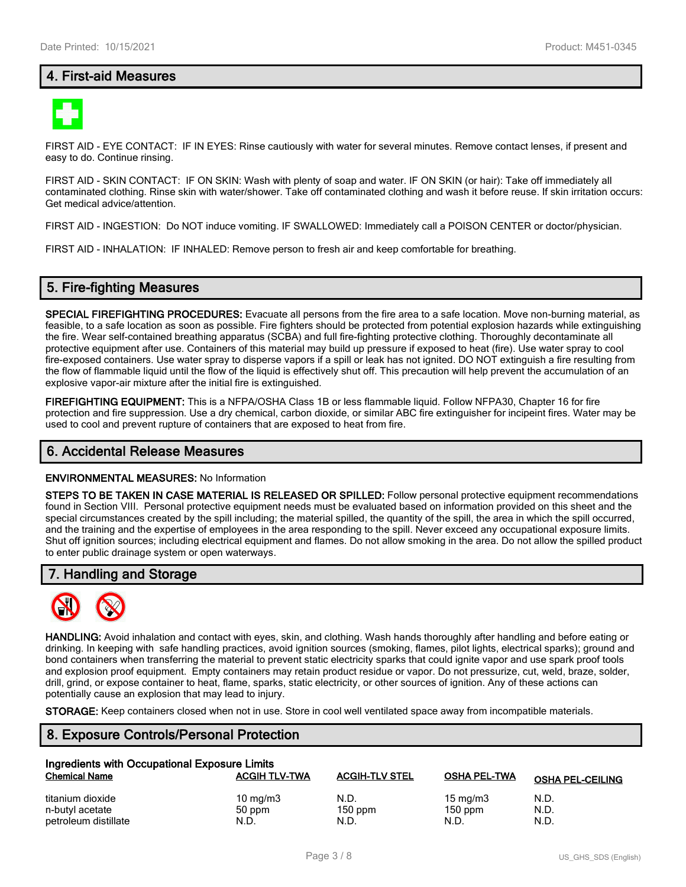## 4. First-aid Measures

FIRST AID - EYE CONTACT: IF IN EYES: Rinse cautiously with water for several minutes. Remove contact lenses, if present and easy to do. Continue rinsing.

FIRST AID - SKIN CONTACT: IF ON SKIN: Wash with plenty of soap and water. IF ON SKIN (or hair): Take off immediately all contaminated clothing. Rinse skin with water/shower. Take off contaminated clothing and wash it before reuse. If skin irritation occurs: Get medical advice/attention.

FIRST AID - INGESTION: Do NOT induce vomiting. IF SWALLOWED: Immediately call a POISON CENTER or doctor/physician.

FIRST AID - INHALATION: IF INHALED: Remove person to fresh air and keep comfortable for breathing.

## 5. Fire-fighting Measures

**SPECIAL FIREFIGHTING PROCEDURES:** Evacuate all persons from the fire area to a safe location. Move non-burning material, as feasible, to a safe location as soon as possible. Fire fighters should be protected from potential explosion hazards while extinguishing the fire. Wear self-contained breathing apparatus (SCBA) and full fire-fighting protective clothing. Thoroughly decontaminate all protective equipment after use. Containers of this material may build up pressure if exposed to heat (fire). Use water spray to cool fire-exposed containers. Use water spray to disperse vapors if a spill or leak has not ignited. DO NOT extinguish a fire resulting from the flow of flammable liquid until the flow of the liquid is effectively shut off. This precaution will help prevent the accumulation of an explosive vapor-air mixture after the initial fire is extinguished.

**FIREFIGHTING EQUIPMENT:** This is a NFPA/OSHA Class 1B or less flammable liquid. Follow NFPA30, Chapter 16 for fire protection and fire suppression. Use a dry chemical, carbon dioxide, or similar ABC fire extinguisher for incipeint fires. Water may be used to cool and prevent rupture of containers that are exposed to heat from fire.

## 6. Accidental Release Measures

**ENVIRONMENTAL MEASURES:** No Information

**STEPS TO BE TAKEN IN CASE MATERIAL IS RELEASED OR SPILLED:** Follow personal protective equipment recommendations found in Section VIII. Personal protective equipment needs must be evaluated based on information provided on this sheet and the special circumstances created by the spill including; the material spilled, the quantity of the spill, the area in which the spill occurred, and the training and the expertise of employees in the area responding to the spill. Never exceed any occupational exposure limits. Shut off ignition sources; including electrical equipment and flames. Do not allow smoking in the area. Do not allow the spilled product to enter public drainage system or open waterways.

## 7. Handling and Storage

**HANDLING:** Avoid inhalation and contact with eyes, skin, and clothing. Wash hands thoroughly after handling and before eating or drinking. In keeping with safe handling practices, avoid ignition sources (smoking, flames, pilot lights, electrical sparks); ground and bond containers when transferring the material to prevent static electricity sparks that could ignite vapor and use spark proof tools and explosion proof equipment. Empty containers may retain product residue or vapor. Do not pressurize, cut, weld, braze, solder, drill, grind, or expose container to heat, flame, sparks, static electricity, or other sources of ignition. Any of these actions can potentially cause an explosion that may lead to injury.

**STORAGE:** Keep containers closed when not in use. Store in cool well ventilated space away from incompatible materials.

## 8. Exposure Controls/Personal Protection

**Ingredients with Occupational Exposure Limits**

| Chemical Name | ACGIH TLV-TWA | ACGIH-TLV STEL | OSHA PEL-TWA | OSHA PEL-CEILING |
|---|---|---|---|---|
| titanium dioxide | 10 mg/m3 | N.D. | 15 mg/m3 | N.D. |
| n-butyl acetate | 50 ppm | 150 ppm | 150 ppm | N.D. |
| petroleum distillate | N.D. | N.D. | N.D. | N.D. |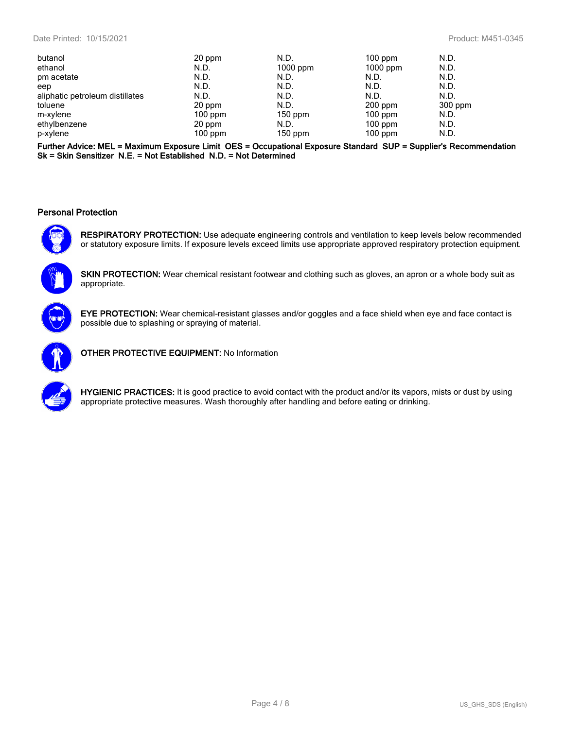| | | | | |
|---|---|---|---|---|
| butanol | 20 ppm | N.D. | 100 ppm | N.D. |
| ethanol | N.D. | 1000 ppm | 1000 ppm | N.D. |
| pm acetate | N.D. | N.D. | N.D. | N.D. |
| eep | N.D. | N.D. | N.D. | N.D. |
| aliphatic petroleum distillates | N.D. | N.D. | N.D. | N.D. |
| toluene | 20 ppm | N.D. | 200 ppm | 300 ppm |
| m-xylene | 100 ppm | 150 ppm | 100 ppm | N.D. |
| ethylbenzene | 20 ppm | N.D. | 100 ppm | N.D. |
| p-xylene | 100 ppm | 150 ppm | 100 ppm | N.D. |

**Further Advice: MEL = Maximum Exposure Limit OES = Occupational Exposure Standard SUP = Supplier's Recommendation Sk = Skin Sensitizer N.E. = Not Established N.D. = Not Determined**

### Personal Protection

**RESPIRATORY PROTECTION:** Use adequate engineering controls and ventilation to keep levels below recommended or statutory exposure limits. If exposure levels exceed limits use appropriate approved respiratory protection equipment.

**SKIN PROTECTION:** Wear chemical resistant footwear and clothing such as gloves, an apron or a whole body suit as appropriate.

**EYE PROTECTION:** Wear chemical-resistant glasses and/or goggles and a face shield when eye and face contact is possible due to splashing or spraying of material.

**OTHER PROTECTIVE EQUIPMENT:** No Information

**HYGIENIC PRACTICES:** It is good practice to avoid contact with the product and/or its vapors, mists or dust by using appropriate protective measures. Wash thoroughly after handling and before eating or drinking.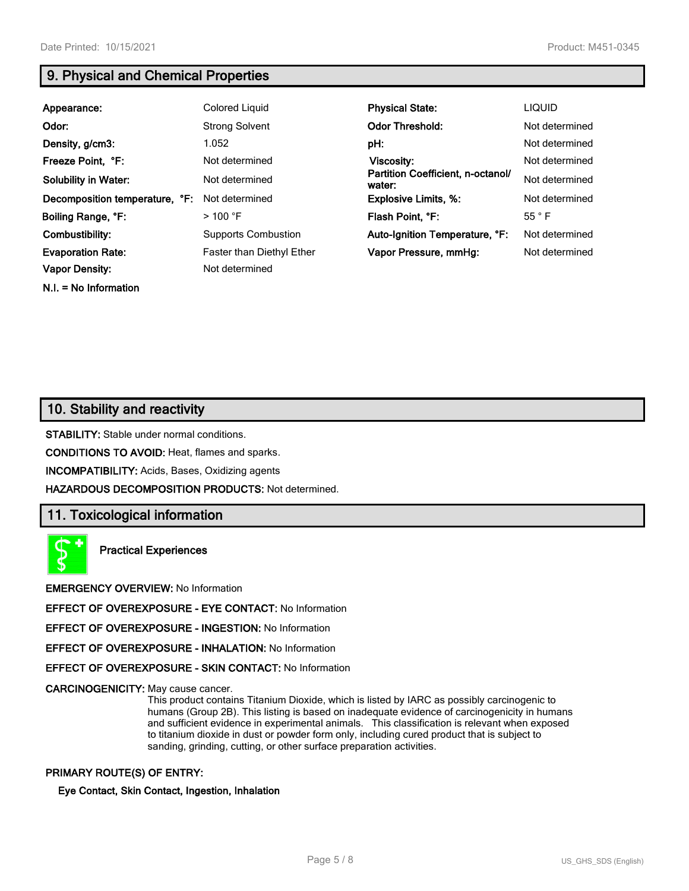## 9. Physical and Chemical Properties

| | | | |
|---|---|---|---|
| **Appearance:** | Colored Liquid | **Physical State:** | LIQUID |
| **Odor:** | Strong Solvent | **Odor Threshold:** | Not determined |
| **Density, g/cm3:** | 1.052 | **pH:** | Not determined |
| **Freeze Point, °F:** | Not determined | **Viscosity:** | Not determined |
| **Solubility in Water:** | Not determined | **Partition Coefficient, n-octanol/ water:** | Not determined |
| **Decomposition temperature, °F:** | Not determined | **Explosive Limits, %:** | Not determined |
| **Boiling Range, °F:** | > 100 °F | **Flash Point, °F:** | 55 ° F |
| **Combustibility:** | Supports Combustion | **Auto-Ignition Temperature, °F:** | Not determined |
| **Evaporation Rate:** | Faster than Diethyl Ether | **Vapor Pressure, mmHg:** | Not determined |
| **Vapor Density:** | Not determined | | |

**N.I. = No Information**

## 10. Stability and reactivity

**STABILITY:** Stable under normal conditions.

**CONDITIONS TO AVOID:** Heat, flames and sparks.

**INCOMPATIBILITY:** Acids, Bases, Oxidizing agents

**HAZARDOUS DECOMPOSITION PRODUCTS:** Not determined.

## 11. Toxicological information

**Practical Experiences**

**EMERGENCY OVERVIEW:** No Information

**EFFECT OF OVEREXPOSURE - EYE CONTACT:** No Information

**EFFECT OF OVEREXPOSURE - INGESTION:** No Information

**EFFECT OF OVEREXPOSURE - INHALATION:** No Information

**EFFECT OF OVEREXPOSURE - SKIN CONTACT:** No Information

**CARCINOGENICITY:** May cause cancer.

This product contains Titanium Dioxide, which is listed by IARC as possibly carcinogenic to humans (Group 2B). This listing is based on inadequate evidence of carcinogenicity in humans and sufficient evidence in experimental animals. This classification is relevant when exposed to titanium dioxide in dust or powder form only, including cured product that is subject to sanding, grinding, cutting, or other surface preparation activities.

**PRIMARY ROUTE(S) OF ENTRY:**

**Eye Contact, Skin Contact, Ingestion, Inhalation**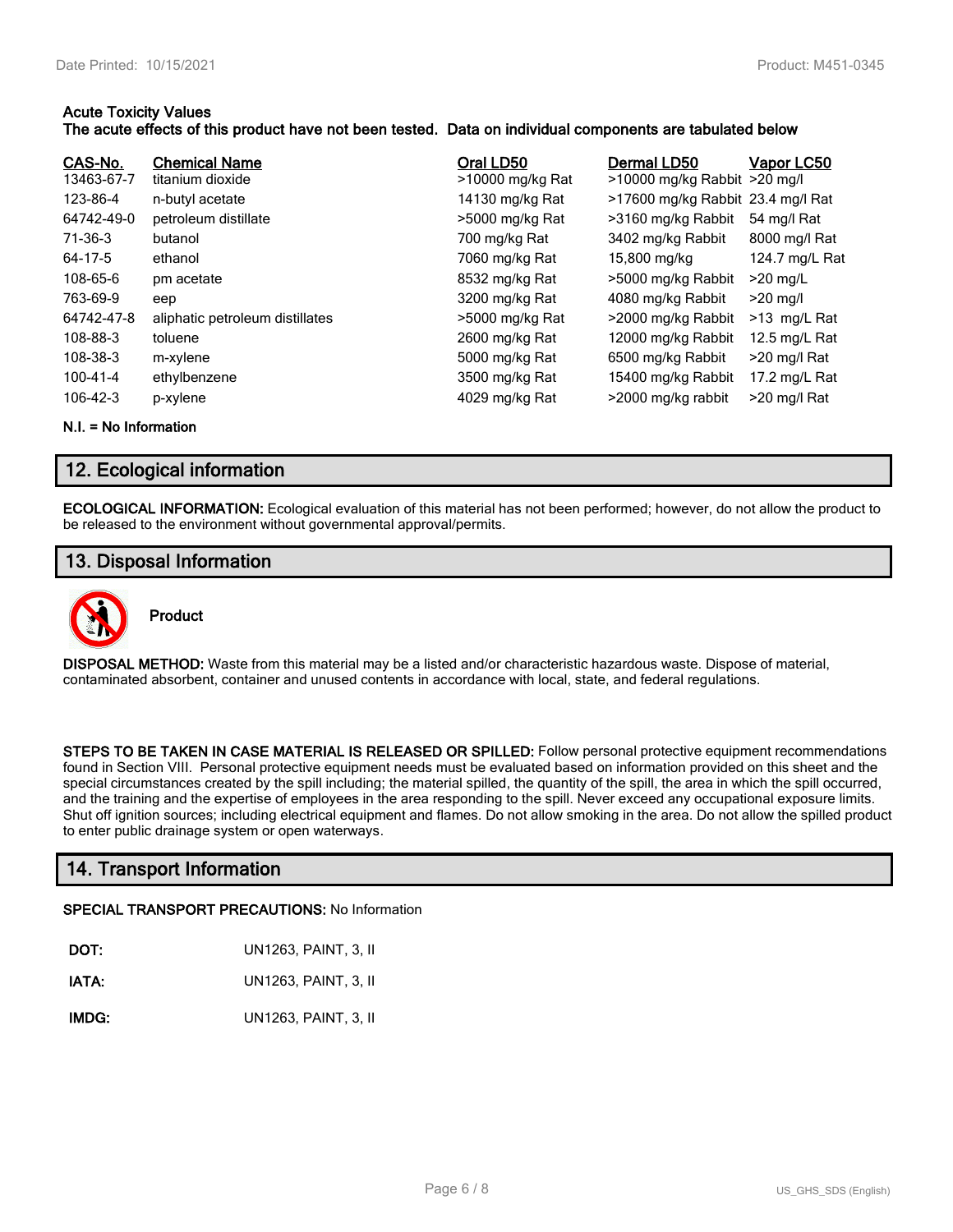**Acute Toxicity Values**
**The acute effects of this product have not been tested. Data on individual components are tabulated below**

| CAS-No. | Chemical Name | Oral LD50 | Dermal LD50 | Vapor LC50 |
|---|---|---|---|---|
| 13463-67-7 | titanium dioxide | >10000 mg/kg Rat | >10000 mg/kg Rabbit | >20 mg/l |
| 123-86-4 | n-butyl acetate | 14130 mg/kg Rat | >17600 mg/kg Rabbit | 23.4 mg/l Rat |
| 64742-49-0 | petroleum distillate | >5000 mg/kg Rat | >3160 mg/kg Rabbit | 54 mg/l Rat |
| 71-36-3 | butanol | 700 mg/kg Rat | 3402 mg/kg Rabbit | 8000 mg/l Rat |
| 64-17-5 | ethanol | 7060 mg/kg Rat | 15,800 mg/kg | 124.7 mg/L Rat |
| 108-65-6 | pm acetate | 8532 mg/kg Rat | >5000 mg/kg Rabbit | >20 mg/L |
| 763-69-9 | eep | 3200 mg/kg Rat | 4080 mg/kg Rabbit | >20 mg/l |
| 64742-47-8 | aliphatic petroleum distillates | >5000 mg/kg Rat | >2000 mg/kg Rabbit | >13 mg/L Rat |
| 108-88-3 | toluene | 2600 mg/kg Rat | 12000 mg/kg Rabbit | 12.5 mg/L Rat |
| 108-38-3 | m-xylene | 5000 mg/kg Rat | 6500 mg/kg Rabbit | >20 mg/l Rat |
| 100-41-4 | ethylbenzene | 3500 mg/kg Rat | 15400 mg/kg Rabbit | 17.2 mg/L Rat |
| 106-42-3 | p-xylene | 4029 mg/kg Rat | >2000 mg/kg rabbit | >20 mg/l Rat |

**N.I. = No Information**

## 12. Ecological information

**ECOLOGICAL INFORMATION:** Ecological evaluation of this material has not been performed; however, do not allow the product to be released to the environment without governmental approval/permits.

## 13. Disposal Information

**Product**

**DISPOSAL METHOD:** Waste from this material may be a listed and/or characteristic hazardous waste. Dispose of material, contaminated absorbent, container and unused contents in accordance with local, state, and federal regulations.

**STEPS TO BE TAKEN IN CASE MATERIAL IS RELEASED OR SPILLED:** Follow personal protective equipment recommendations found in Section VIII. Personal protective equipment needs must be evaluated based on information provided on this sheet and the special circumstances created by the spill including; the material spilled, the quantity of the spill, the area in which the spill occurred, and the training and the expertise of employees in the area responding to the spill. Never exceed any occupational exposure limits. Shut off ignition sources; including electrical equipment and flames. Do not allow smoking in the area. Do not allow the spilled product to enter public drainage system or open waterways.

## 14. Transport Information

**SPECIAL TRANSPORT PRECAUTIONS:** No Information

**DOT:** UN1263, PAINT, 3, II

**IATA:** UN1263, PAINT, 3, II

**IMDG:** UN1263, PAINT, 3, II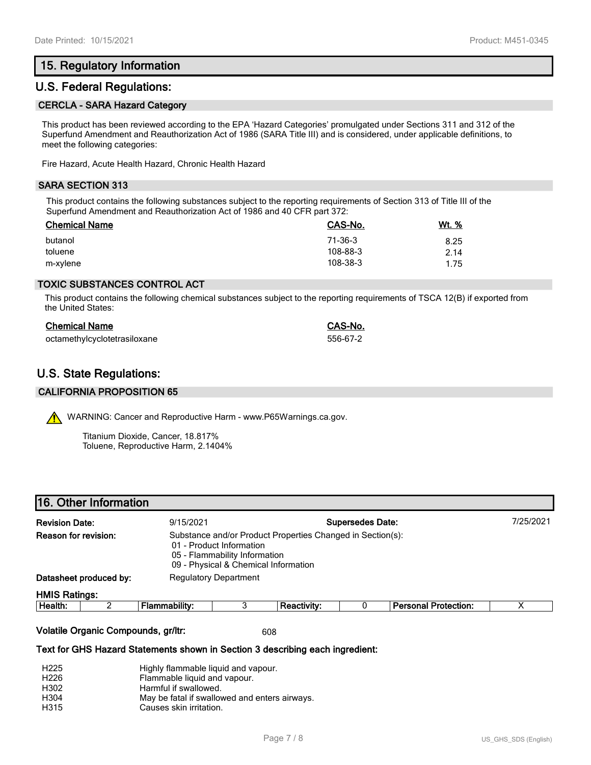## 15. Regulatory Information

## U.S. Federal Regulations:

### CERCLA - SARA Hazard Category

This product has been reviewed according to the EPA 'Hazard Categories' promulgated under Sections 311 and 312 of the Superfund Amendment and Reauthorization Act of 1986 (SARA Title III) and is considered, under applicable definitions, to meet the following categories:

Fire Hazard, Acute Health Hazard, Chronic Health Hazard

### SARA SECTION 313

This product contains the following substances subject to the reporting requirements of Section 313 of Title III of the Superfund Amendment and Reauthorization Act of 1986 and 40 CFR part 372:

| Chemical Name | CAS-No. | Wt. % |
|---|---|---|
| butanol | 71-36-3 | 8.25 |
| toluene | 108-88-3 | 2.14 |
| m-xylene | 108-38-3 | 1.75 |

### TOXIC SUBSTANCES CONTROL ACT

This product contains the following chemical substances subject to the reporting requirements of TSCA 12(B) if exported from the United States:

| Chemical Name | CAS-No. |
|---|---|
| octamethylcyclotetrasiloxane | 556-67-2 |

## U.S. State Regulations:

### CALIFORNIA PROPOSITION 65

WARNING: Cancer and Reproductive Harm - www.P65Warnings.ca.gov.

Titanium Dioxide, Cancer, 18.817%
Toluene, Reproductive Harm, 2.1404%

## 16. Other Information

**Revision Date:** 9/15/2021 **Supersedes Date:** 7/25/2021

**Reason for revision:** Substance and/or Product Properties Changed in Section(s):
- 01 - Product Information
- 05 - Flammability Information
- 09 - Physical & Chemical Information

**Datasheet produced by:** Regulatory Department

**HMIS Ratings:**

| Health: | 2 | Flammability: | 3 | Reactivity: | 0 | Personal Protection: | X |
|---|---|---|---|---|---|---|---|

**Volatile Organic Compounds, gr/ltr:** 608

**Text for GHS Hazard Statements shown in Section 3 describing each ingredient:**

| | |
|---|---|
| H225 | Highly flammable liquid and vapour. |
| H226 | Flammable liquid and vapour. |
| H302 | Harmful if swallowed. |
| H304 | May be fatal if swallowed and enters airways. |
| H315 | Causes skin irritation. |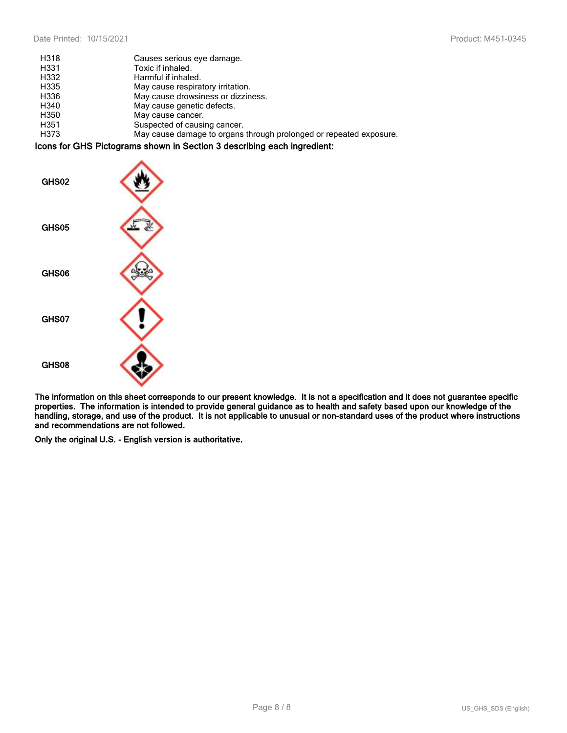| | |
|---|---|
| H318 | Causes serious eye damage. |
| H331 | Toxic if inhaled. |
| H332 | Harmful if inhaled. |
| H335 | May cause respiratory irritation. |
| H336 | May cause drowsiness or dizziness. |
| H340 | May cause genetic defects. |
| H350 | May cause cancer. |
| H351 | Suspected of causing cancer. |
| H373 | May cause damage to organs through prolonged or repeated exposure. |

**Icons for GHS Pictograms shown in Section 3 describing each ingredient:**

GHS02

GHS05

GHS06

GHS07

GHS08

**The information on this sheet corresponds to our present knowledge. It is not a specification and it does not guarantee specific properties. The information is intended to provide general guidance as to health and safety based upon our knowledge of the handling, storage, and use of the product. It is not applicable to unusual or non-standard uses of the product where instructions and recommendations are not followed.**

**Only the original U.S. - English version is authoritative.**